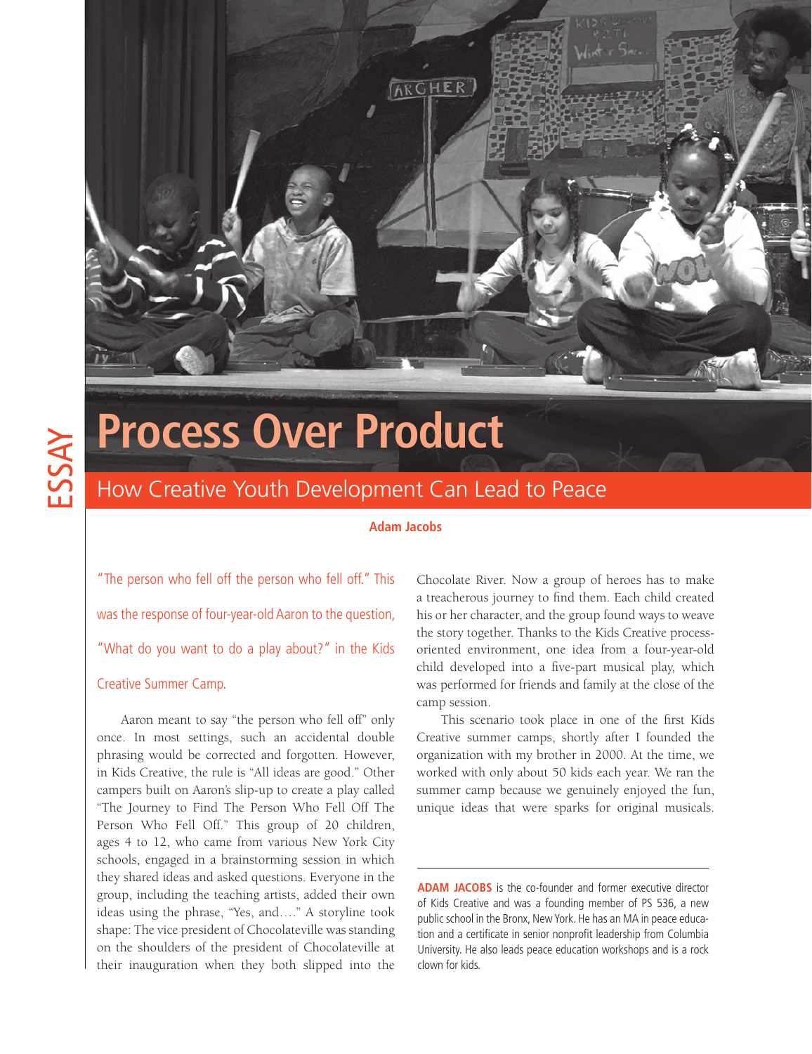ESSAY

# Process Over Product

## How Creative Youth Development Can Lead to Peace

**Adam Jacobs**

"The person who fell off the person who fell off." This was the response of four-year-old Aaron to the question, "What do you want to do a play about?" in the Kids Creative Summer Camp.

Aaron meant to say "the person who fell off" only once. In most settings, such an accidental double phrasing would be corrected and forgotten. However, in Kids Creative, the rule is "All ideas are good." Other campers built on Aaron's slip-up to create a play called "The Journey to Find The Person Who Fell Off The Person Who Fell Off." This group of 20 children, ages 4 to 12, who came from various New York City schools, engaged in a brainstorming session in which they shared ideas and asked questions. Everyone in the group, including the teaching artists, added their own ideas using the phrase, "Yes, and…." A storyline took shape: The vice president of Chocolateville was standing on the shoulders of the president of Chocolateville at their inauguration when they both slipped into the Chocolate River. Now a group of heroes has to make a treacherous journey to find them. Each child created his or her character, and the group found ways to weave the story together. Thanks to the Kids Creative process-oriented environment, one idea from a four-year-old child developed into a five-part musical play, which was performed for friends and family at the close of the camp session.

This scenario took place in one of the first Kids Creative summer camps, shortly after I founded the organization with my brother in 2000. At the time, we worked with only about 50 kids each year. We ran the summer camp because we genuinely enjoyed the fun, unique ideas that were sparks for original musicals.

---

**ADAM JACOBS** is the co-founder and former executive director of Kids Creative and was a founding member of PS 536, a new public school in the Bronx, New York. He has an MA in peace education and a certificate in senior nonprofit leadership from Columbia University. He also leads peace education workshops and is a rock clown for kids.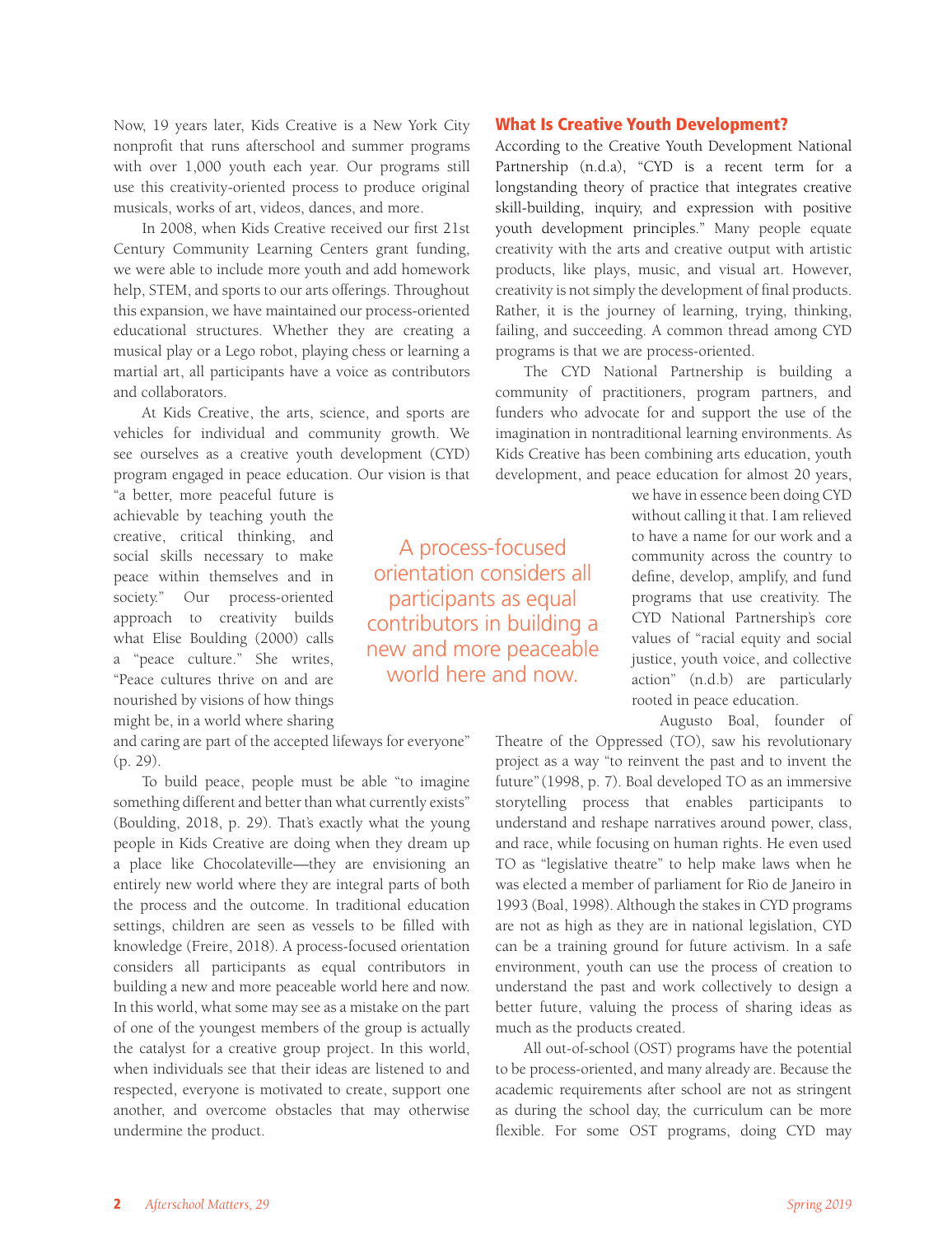Now, 19 years later, Kids Creative is a New York City nonprofit that runs afterschool and summer programs with over 1,000 youth each year. Our programs still use this creativity-oriented process to produce original musicals, works of art, videos, dances, and more.

In 2008, when Kids Creative received our first 21st Century Community Learning Centers grant funding, we were able to include more youth and add homework help, STEM, and sports to our arts offerings. Throughout this expansion, we have maintained our process-oriented educational structures. Whether they are creating a musical play or a Lego robot, playing chess or learning a martial art, all participants have a voice as contributors and collaborators.

At Kids Creative, the arts, science, and sports are vehicles for individual and community growth. We see ourselves as a creative youth development (CYD) program engaged in peace education. Our vision is that "a better, more peaceful future is achievable by teaching youth the creative, critical thinking, and social skills necessary to make peace within themselves and in society." Our process-oriented approach to creativity builds what Elise Boulding (2000) calls a "peace culture." She writes, "Peace cultures thrive on and are nourished by visions of how things might be, in a world where sharing and caring are part of the accepted lifeways for everyone" (p. 29).

To build peace, people must be able "to imagine something different and better than what currently exists" (Boulding, 2018, p. 29). That's exactly what the young people in Kids Creative are doing when they dream up a place like Chocolateville—they are envisioning an entirely new world where they are integral parts of both the process and the outcome. In traditional education settings, children are seen as vessels to be filled with knowledge (Freire, 2018). A process-focused orientation considers all participants as equal contributors in building a new and more peaceable world here and now. In this world, what some may see as a mistake on the part of one of the youngest members of the group is actually the catalyst for a creative group project. In this world, when individuals see that their ideas are listened to and respected, everyone is motivated to create, support one another, and overcome obstacles that may otherwise undermine the product.

> A process-focused orientation considers all participants as equal contributors in building a new and more peaceable world here and now.

## What Is Creative Youth Development?

According to the Creative Youth Development National Partnership (n.d.a), "CYD is a recent term for a longstanding theory of practice that integrates creative skill-building, inquiry, and expression with positive youth development principles." Many people equate creativity with the arts and creative output with artistic products, like plays, music, and visual art. However, creativity is not simply the development of final products. Rather, it is the journey of learning, trying, thinking, failing, and succeeding. A common thread among CYD programs is that we are process-oriented.

The CYD National Partnership is building a community of practitioners, program partners, and funders who advocate for and support the use of the imagination in nontraditional learning environments. As Kids Creative has been combining arts education, youth development, and peace education for almost 20 years, we have in essence been doing CYD without calling it that. I am relieved to have a name for our work and a community across the country to define, develop, amplify, and fund programs that use creativity. The CYD National Partnership's core values of "racial equity and social justice, youth voice, and collective action" (n.d.b) are particularly rooted in peace education.

Augusto Boal, founder of Theatre of the Oppressed (TO), saw his revolutionary project as a way "to reinvent the past and to invent the future" (1998, p. 7). Boal developed TO as an immersive storytelling process that enables participants to understand and reshape narratives around power, class, and race, while focusing on human rights. He even used TO as "legislative theatre" to help make laws when he was elected a member of parliament for Rio de Janeiro in 1993 (Boal, 1998). Although the stakes in CYD programs are not as high as they are in national legislation, CYD can be a training ground for future activism. In a safe environment, youth can use the process of creation to understand the past and work collectively to design a better future, valuing the process of sharing ideas as much as the products created.

All out-of-school (OST) programs have the potential to be process-oriented, and many already are. Because the academic requirements after school are not as stringent as during the school day, the curriculum can be more flexible. For some OST programs, doing CYD may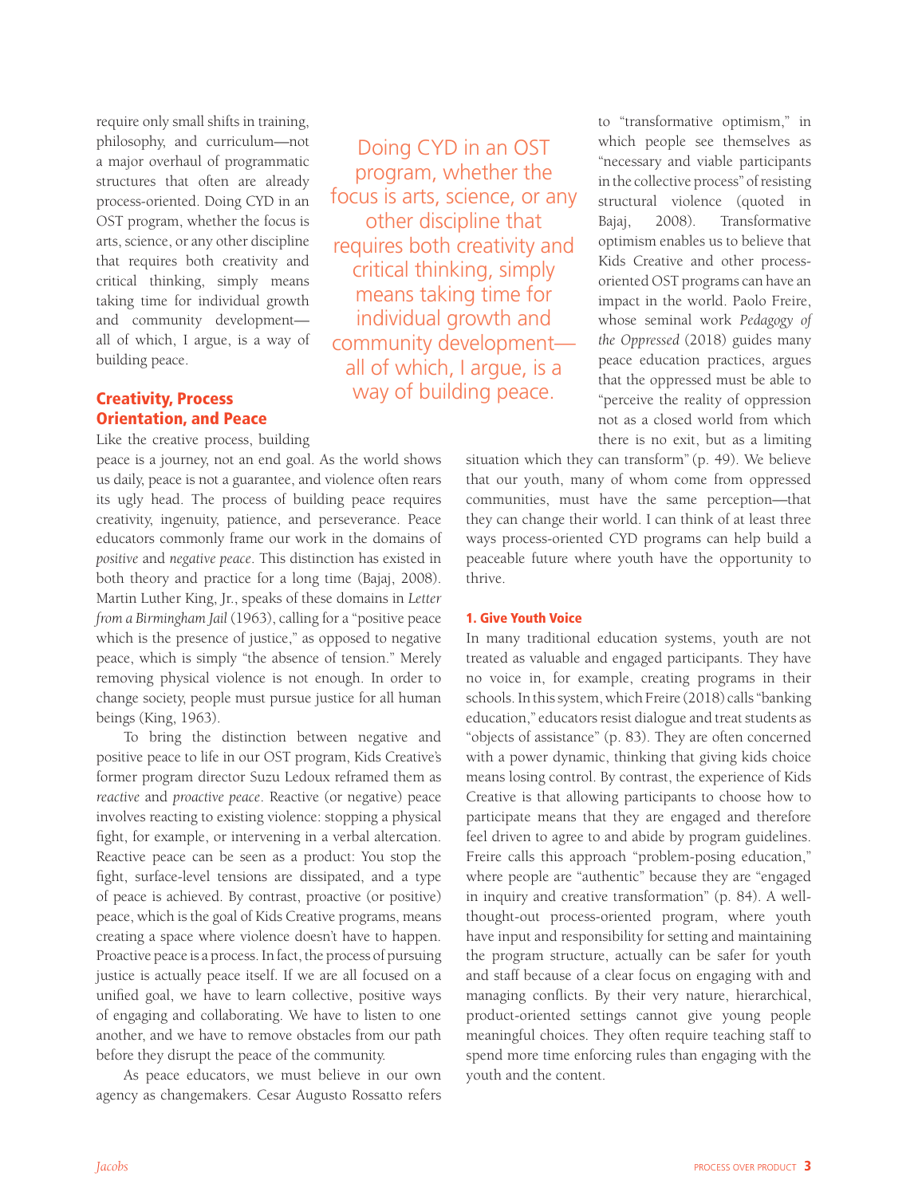require only small shifts in training, philosophy, and curriculum—not a major overhaul of programmatic structures that often are already process-oriented. Doing CYD in an OST program, whether the focus is arts, science, or any other discipline that requires both creativity and critical thinking, simply means taking time for individual growth and community development—all of which, I argue, is a way of building peace.

> Doing CYD in an OST program, whether the focus is arts, science, or any other discipline that requires both creativity and critical thinking, simply means taking time for individual growth and community development—all of which, I argue, is a way of building peace.

## Creativity, Process Orientation, and Peace

Like the creative process, building peace is a journey, not an end goal. As the world shows us daily, peace is not a guarantee, and violence often rears its ugly head. The process of building peace requires creativity, ingenuity, patience, and perseverance. Peace educators commonly frame our work in the domains of *positive* and *negative peace*. This distinction has existed in both theory and practice for a long time (Bajaj, 2008). Martin Luther King, Jr., speaks of these domains in *Letter from a Birmingham Jail* (1963), calling for a "positive peace which is the presence of justice," as opposed to negative peace, which is simply "the absence of tension." Merely removing physical violence is not enough. In order to change society, people must pursue justice for all human beings (King, 1963).

To bring the distinction between negative and positive peace to life in our OST program, Kids Creative's former program director Suzu Ledoux reframed them as *reactive* and *proactive peace*. Reactive (or negative) peace involves reacting to existing violence: stopping a physical fight, for example, or intervening in a verbal altercation. Reactive peace can be seen as a product: You stop the fight, surface-level tensions are dissipated, and a type of peace is achieved. By contrast, proactive (or positive) peace, which is the goal of Kids Creative programs, means creating a space where violence doesn't have to happen. Proactive peace is a process. In fact, the process of pursuing justice is actually peace itself. If we are all focused on a unified goal, we have to learn collective, positive ways of engaging and collaborating. We have to listen to one another, and we have to remove obstacles from our path before they disrupt the peace of the community.

As peace educators, we must believe in our own agency as changemakers. Cesar Augusto Rossatto refers to "transformative optimism," in which people see themselves as "necessary and viable participants in the collective process" of resisting structural violence (quoted in Bajaj, 2008). Transformative optimism enables us to believe that Kids Creative and other process-oriented OST programs can have an impact in the world. Paolo Freire, whose seminal work *Pedagogy of the Oppressed* (2018) guides many peace education practices, argues that the oppressed must be able to "perceive the reality of oppression not as a closed world from which there is no exit, but as a limiting situation which they can transform" (p. 49). We believe that our youth, many of whom come from oppressed communities, must have the same perception—that they can change their world. I can think of at least three ways process-oriented CYD programs can help build a peaceable future where youth have the opportunity to thrive.

### 1. Give Youth Voice

In many traditional education systems, youth are not treated as valuable and engaged participants. They have no voice in, for example, creating programs in their schools. In this system, which Freire (2018) calls "banking education," educators resist dialogue and treat students as "objects of assistance" (p. 83). They are often concerned with a power dynamic, thinking that giving kids choice means losing control. By contrast, the experience of Kids Creative is that allowing participants to choose how to participate means that they are engaged and therefore feel driven to agree to and abide by program guidelines. Freire calls this approach "problem-posing education," where people are "authentic" because they are "engaged in inquiry and creative transformation" (p. 84). A well-thought-out process-oriented program, where youth have input and responsibility for setting and maintaining the program structure, actually can be safer for youth and staff because of a clear focus on engaging with and managing conflicts. By their very nature, hierarchical, product-oriented settings cannot give young people meaningful choices. They often require teaching staff to spend more time enforcing rules than engaging with the youth and the content.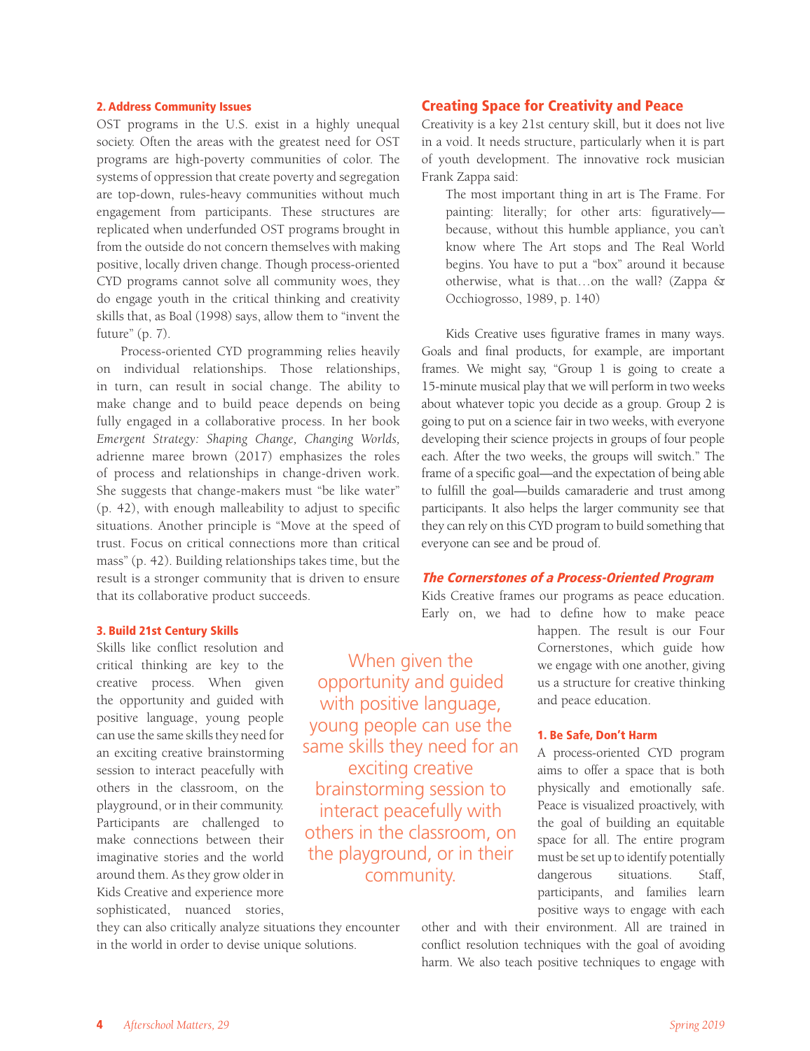### 2. Address Community Issues

OST programs in the U.S. exist in a highly unequal society. Often the areas with the greatest need for OST programs are high-poverty communities of color. The systems of oppression that create poverty and segregation are top-down, rules-heavy communities without much engagement from participants. These structures are replicated when underfunded OST programs brought in from the outside do not concern themselves with making positive, locally driven change. Though process-oriented CYD programs cannot solve all community woes, they do engage youth in the critical thinking and creativity skills that, as Boal (1998) says, allow them to "invent the future" (p. 7).

Process-oriented CYD programming relies heavily on individual relationships. Those relationships, in turn, can result in social change. The ability to make change and to build peace depends on being fully engaged in a collaborative process. In her book *Emergent Strategy: Shaping Change, Changing Worlds,* adrienne maree brown (2017) emphasizes the roles of process and relationships in change-driven work. She suggests that change-makers must "be like water" (p. 42), with enough malleability to adjust to specific situations. Another principle is "Move at the speed of trust. Focus on critical connections more than critical mass" (p. 42). Building relationships takes time, but the result is a stronger community that is driven to ensure that its collaborative product succeeds.

### 3. Build 21st Century Skills

Skills like conflict resolution and critical thinking are key to the creative process. When given the opportunity and guided with positive language, young people can use the same skills they need for an exciting creative brainstorming session to interact peacefully with others in the classroom, on the playground, or in their community. Participants are challenged to make connections between their imaginative stories and the world around them. As they grow older in Kids Creative and experience more sophisticated, nuanced stories, they can also critically analyze situations they encounter in the world in order to devise unique solutions.

> When given the opportunity and guided with positive language, young people can use the same skills they need for an exciting creative brainstorming session to interact peacefully with others in the classroom, on the playground, or in their community.

## Creating Space for Creativity and Peace

Creativity is a key 21st century skill, but it does not live in a void. It needs structure, particularly when it is part of youth development. The innovative rock musician Frank Zappa said:

> The most important thing in art is The Frame. For painting: literally; for other arts: figuratively—because, without this humble appliance, you can't know where The Art stops and The Real World begins. You have to put a "box" around it because otherwise, what is that…on the wall? (Zappa & Occhiogrosso, 1989, p. 140)

Kids Creative uses figurative frames in many ways. Goals and final products, for example, are important frames. We might say, "Group 1 is going to create a 15-minute musical play that we will perform in two weeks about whatever topic you decide as a group. Group 2 is going to put on a science fair in two weeks, with everyone developing their science projects in groups of four people each. After the two weeks, the groups will switch." The frame of a specific goal—and the expectation of being able to fulfill the goal—builds camaraderie and trust among participants. It also helps the larger community see that they can rely on this CYD program to build something that everyone can see and be proud of.

### *The Cornerstones of a Process-Oriented Program*

Kids Creative frames our programs as peace education. Early on, we had to define how to make peace happen. The result is our Four Cornerstones, which guide how we engage with one another, giving us a structure for creative thinking and peace education.

#### 1. Be Safe, Don't Harm

A process-oriented CYD program aims to offer a space that is both physically and emotionally safe. Peace is visualized proactively, with the goal of building an equitable space for all. The entire program must be set up to identify potentially dangerous situations. Staff, participants, and families learn positive ways to engage with each other and with their environment. All are trained in conflict resolution techniques with the goal of avoiding harm. We also teach positive techniques to engage with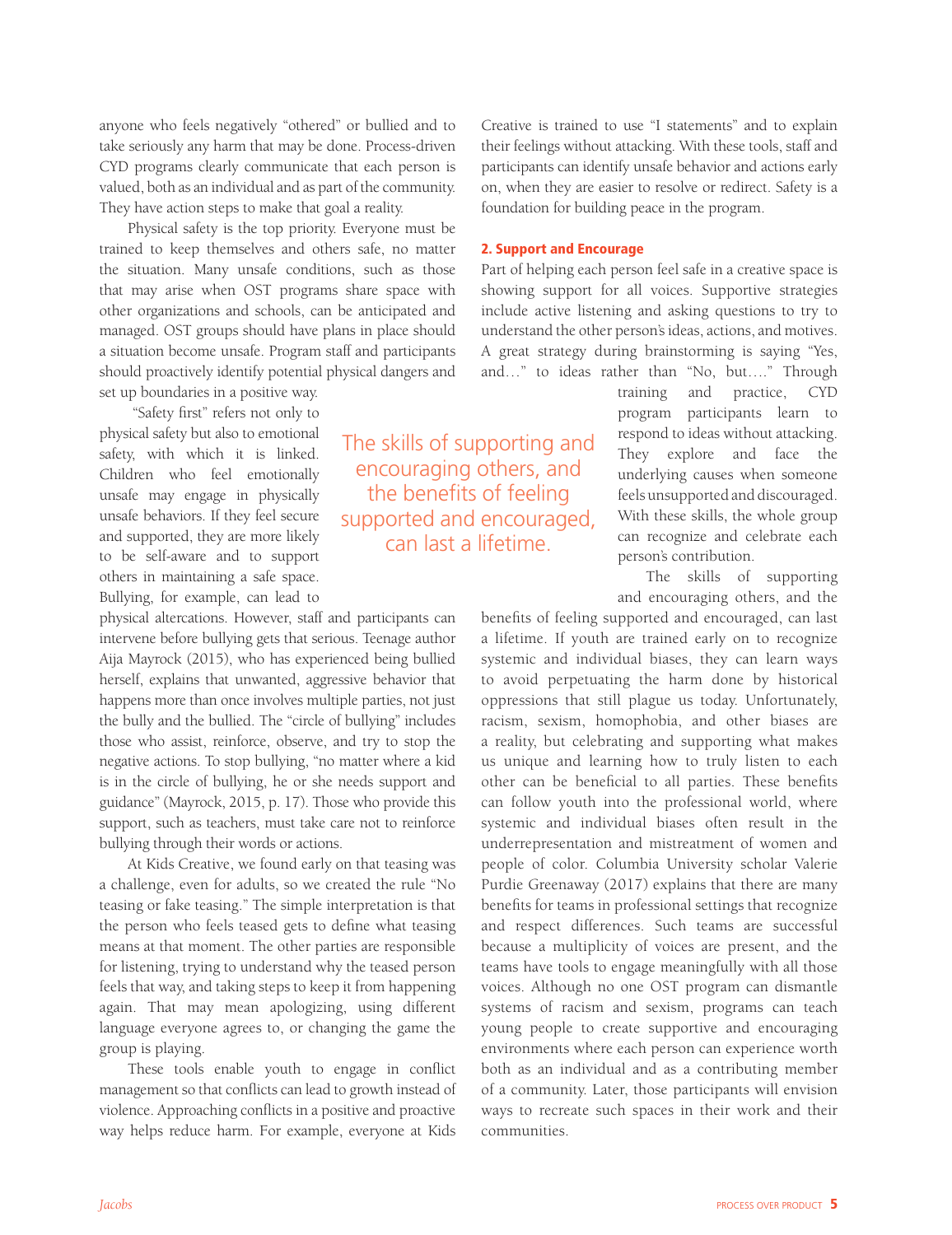anyone who feels negatively "othered" or bullied and to take seriously any harm that may be done. Process-driven CYD programs clearly communicate that each person is valued, both as an individual and as part of the community. They have action steps to make that goal a reality.

Physical safety is the top priority. Everyone must be trained to keep themselves and others safe, no matter the situation. Many unsafe conditions, such as those that may arise when OST programs share space with other organizations and schools, can be anticipated and managed. OST groups should have plans in place should a situation become unsafe. Program staff and participants should proactively identify potential physical dangers and set up boundaries in a positive way.

"Safety first" refers not only to physical safety but also to emotional safety, with which it is linked. Children who feel emotionally unsafe may engage in physically unsafe behaviors. If they feel secure and supported, they are more likely to be self-aware and to support others in maintaining a safe space. Bullying, for example, can lead to physical altercations. However, staff and participants can intervene before bullying gets that serious. Teenage author Aija Mayrock (2015), who has experienced being bullied herself, explains that unwanted, aggressive behavior that happens more than once involves multiple parties, not just the bully and the bullied. The "circle of bullying" includes those who assist, reinforce, observe, and try to stop the negative actions. To stop bullying, "no matter where a kid is in the circle of bullying, he or she needs support and guidance" (Mayrock, 2015, p. 17). Those who provide this support, such as teachers, must take care not to reinforce bullying through their words or actions.

At Kids Creative, we found early on that teasing was a challenge, even for adults, so we created the rule "No teasing or fake teasing." The simple interpretation is that the person who feels teased gets to define what teasing means at that moment. The other parties are responsible for listening, trying to understand why the teased person feels that way, and taking steps to keep it from happening again. That may mean apologizing, using different language everyone agrees to, or changing the game the group is playing.

These tools enable youth to engage in conflict management so that conflicts can lead to growth instead of violence. Approaching conflicts in a positive and proactive way helps reduce harm. For example, everyone at Kids Creative is trained to use "I statements" and to explain their feelings without attacking. With these tools, staff and participants can identify unsafe behavior and actions early on, when they are easier to resolve or redirect. Safety is a foundation for building peace in the program.

### 2. Support and Encourage

Part of helping each person feel safe in a creative space is showing support for all voices. Supportive strategies include active listening and asking questions to try to understand the other person's ideas, actions, and motives. A great strategy during brainstorming is saying "Yes, and…" to ideas rather than "No, but…." Through training and practice, CYD program participants learn to respond to ideas without attacking. They explore and face the underlying causes when someone feels unsupported and discouraged. With these skills, the whole group can recognize and celebrate each person's contribution.

> The skills of supporting and encouraging others, and the benefits of feeling supported and encouraged, can last a lifetime.

The skills of supporting and encouraging others, and the benefits of feeling supported and encouraged, can last a lifetime. If youth are trained early on to recognize systemic and individual biases, they can learn ways to avoid perpetuating the harm done by historical oppressions that still plague us today. Unfortunately, racism, sexism, homophobia, and other biases are a reality, but celebrating and supporting what makes us unique and learning how to truly listen to each other can be beneficial to all parties. These benefits can follow youth into the professional world, where systemic and individual biases often result in the underrepresentation and mistreatment of women and people of color. Columbia University scholar Valerie Purdie Greenaway (2017) explains that there are many benefits for teams in professional settings that recognize and respect differences. Such teams are successful because a multiplicity of voices are present, and the teams have tools to engage meaningfully with all those voices. Although no one OST program can dismantle systems of racism and sexism, programs can teach young people to create supportive and encouraging environments where each person can experience worth both as an individual and as a contributing member of a community. Later, those participants will envision ways to recreate such spaces in their work and their communities.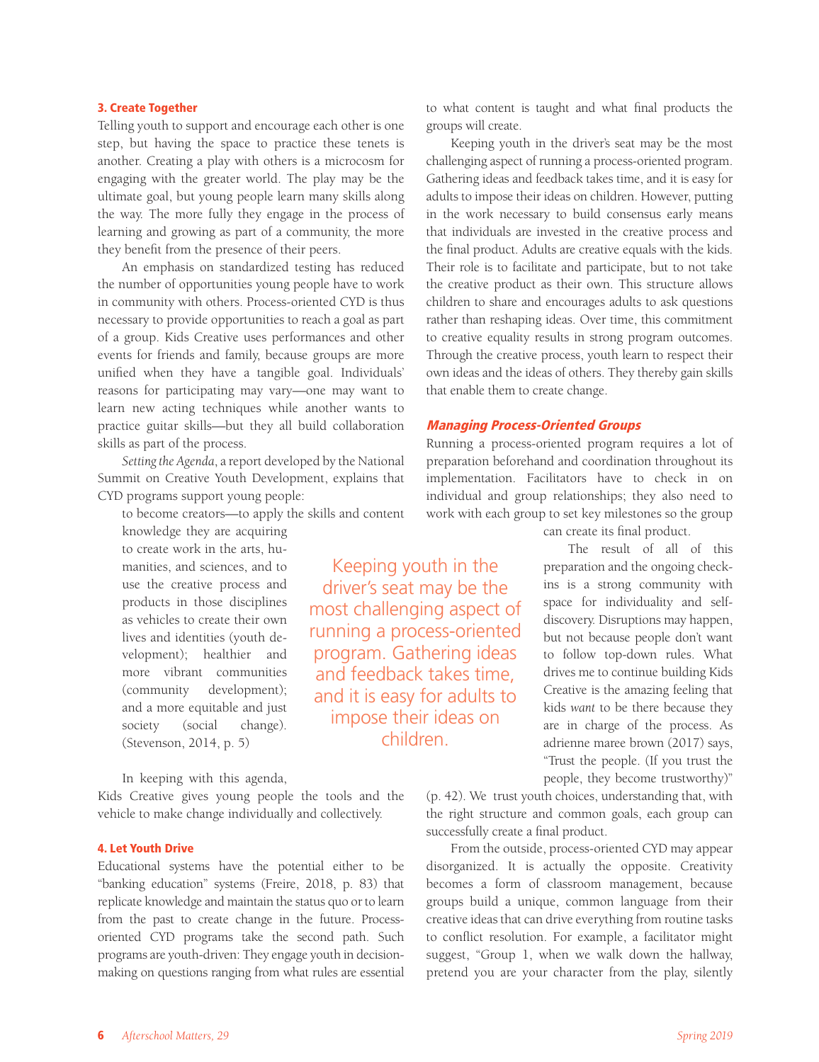### 3. Create Together

Telling youth to support and encourage each other is one step, but having the space to practice these tenets is another. Creating a play with others is a microcosm for engaging with the greater world. The play may be the ultimate goal, but young people learn many skills along the way. The more fully they engage in the process of learning and growing as part of a community, the more they benefit from the presence of their peers.

An emphasis on standardized testing has reduced the number of opportunities young people have to work in community with others. Process-oriented CYD is thus necessary to provide opportunities to reach a goal as part of a group. Kids Creative uses performances and other events for friends and family, because groups are more unified when they have a tangible goal. Individuals' reasons for participating may vary—one may want to learn new acting techniques while another wants to practice guitar skills—but they all build collaboration skills as part of the process.

*Setting the Agenda*, a report developed by the National Summit on Creative Youth Development, explains that CYD programs support young people:

> to become creators—to apply the skills and content knowledge they are acquiring to create work in the arts, humanities, and sciences, and to use the creative process and products in those disciplines as vehicles to create their own lives and identities (youth development); healthier and more vibrant communities (community development); and a more equitable and just society (social change). (Stevenson, 2014, p. 5)

In keeping with this agenda, Kids Creative gives young people the tools and the vehicle to make change individually and collectively.

### 4. Let Youth Drive

Educational systems have the potential either to be "banking education" systems (Freire, 2018, p. 83) that replicate knowledge and maintain the status quo or to learn from the past to create change in the future. Process-oriented CYD programs take the second path. Such programs are youth-driven: They engage youth in decision-making on questions ranging from what rules are essential to what content is taught and what final products the groups will create.

Keeping youth in the driver's seat may be the most challenging aspect of running a process-oriented program. Gathering ideas and feedback takes time, and it is easy for adults to impose their ideas on children. However, putting in the work necessary to build consensus early means that individuals are invested in the creative process and the final product. Adults are creative equals with the kids. Their role is to facilitate and participate, but to not take the creative product as their own. This structure allows children to share and encourages adults to ask questions rather than reshaping ideas. Over time, this commitment to creative equality results in strong program outcomes. Through the creative process, youth learn to respect their own ideas and the ideas of others. They thereby gain skills that enable them to create change.

> Keeping youth in the driver's seat may be the most challenging aspect of running a process-oriented program. Gathering ideas and feedback takes time, and it is easy for adults to impose their ideas on children.

## *Managing Process-Oriented Groups*

Running a process-oriented program requires a lot of preparation beforehand and coordination throughout its implementation. Facilitators have to check in on individual and group relationships; they also need to work with each group to set key milestones so the group can create its final product.

The result of all of this preparation and the ongoing check-ins is a strong community with space for individuality and self-discovery. Disruptions may happen, but not because people don't want to follow top-down rules. What drives me to continue building Kids Creative is the amazing feeling that kids *want* to be there because they are in charge of the process. As adrienne maree brown (2017) says, "Trust the people. (If you trust the people, they become trustworthy)" (p. 42). We trust youth choices, understanding that, with the right structure and common goals, each group can successfully create a final product.

From the outside, process-oriented CYD may appear disorganized. It is actually the opposite. Creativity becomes a form of classroom management, because groups build a unique, common language from their creative ideas that can drive everything from routine tasks to conflict resolution. For example, a facilitator might suggest, "Group 1, when we walk down the hallway, pretend you are your character from the play, silently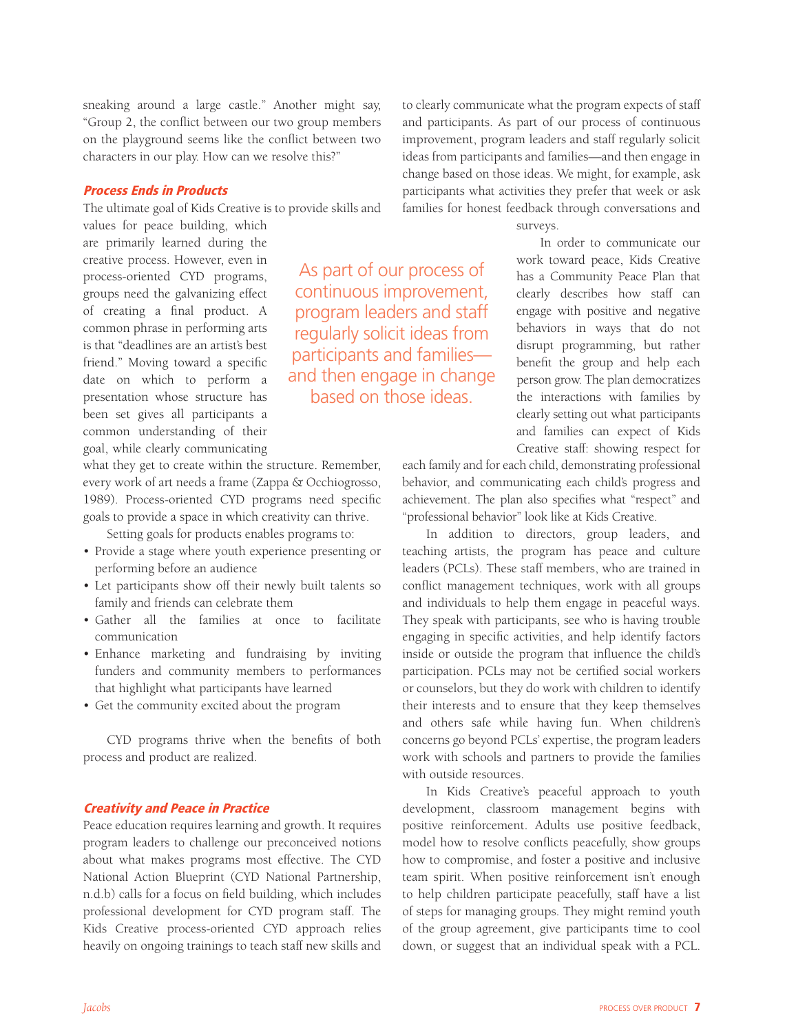sneaking around a large castle." Another might say, "Group 2, the conflict between our two group members on the playground seems like the conflict between two characters in our play. How can we resolve this?"

### *Process Ends in Products*

The ultimate goal of Kids Creative is to provide skills and values for peace building, which are primarily learned during the creative process. However, even in process-oriented CYD programs, groups need the galvanizing effect of creating a final product. A common phrase in performing arts is that "deadlines are an artist's best friend." Moving toward a specific date on which to perform a presentation whose structure has been set gives all participants a common understanding of their goal, while clearly communicating what they get to create within the structure. Remember, every work of art needs a frame (Zappa & Occhiogrosso, 1989). Process-oriented CYD programs need specific goals to provide a space in which creativity can thrive.

Setting goals for products enables programs to:

- Provide a stage where youth experience presenting or performing before an audience
- Let participants show off their newly built talents so family and friends can celebrate them
- Gather all the families at once to facilitate communication
- Enhance marketing and fundraising by inviting funders and community members to performances that highlight what participants have learned
- Get the community excited about the program

CYD programs thrive when the benefits of both process and product are realized.

### *Creativity and Peace in Practice*

Peace education requires learning and growth. It requires program leaders to challenge our preconceived notions about what makes programs most effective. The CYD National Action Blueprint (CYD National Partnership, n.d.b) calls for a focus on field building, which includes professional development for CYD program staff. The Kids Creative process-oriented CYD approach relies heavily on ongoing trainings to teach staff new skills and to clearly communicate what the program expects of staff and participants. As part of our process of continuous improvement, program leaders and staff regularly solicit ideas from participants and families—and then engage in change based on those ideas. We might, for example, ask participants what activities they prefer that week or ask families for honest feedback through conversations and surveys.

> As part of our process of continuous improvement, program leaders and staff regularly solicit ideas from participants and families—and then engage in change based on those ideas.

In order to communicate our work toward peace, Kids Creative has a Community Peace Plan that clearly describes how staff can engage with positive and negative behaviors in ways that do not disrupt programming, but rather benefit the group and help each person grow. The plan democratizes the interactions with families by clearly setting out what participants and families can expect of Kids Creative staff: showing respect for each family and for each child, demonstrating professional behavior, and communicating each child's progress and achievement. The plan also specifies what "respect" and "professional behavior" look like at Kids Creative.

In addition to directors, group leaders, and teaching artists, the program has peace and culture leaders (PCLs). These staff members, who are trained in conflict management techniques, work with all groups and individuals to help them engage in peaceful ways. They speak with participants, see who is having trouble engaging in specific activities, and help identify factors inside or outside the program that influence the child's participation. PCLs may not be certified social workers or counselors, but they do work with children to identify their interests and to ensure that they keep themselves and others safe while having fun. When children's concerns go beyond PCLs' expertise, the program leaders work with schools and partners to provide the families with outside resources.

In Kids Creative's peaceful approach to youth development, classroom management begins with positive reinforcement. Adults use positive feedback, model how to resolve conflicts peacefully, show groups how to compromise, and foster a positive and inclusive team spirit. When positive reinforcement isn't enough to help children participate peacefully, staff have a list of steps for managing groups. They might remind youth of the group agreement, give participants time to cool down, or suggest that an individual speak with a PCL.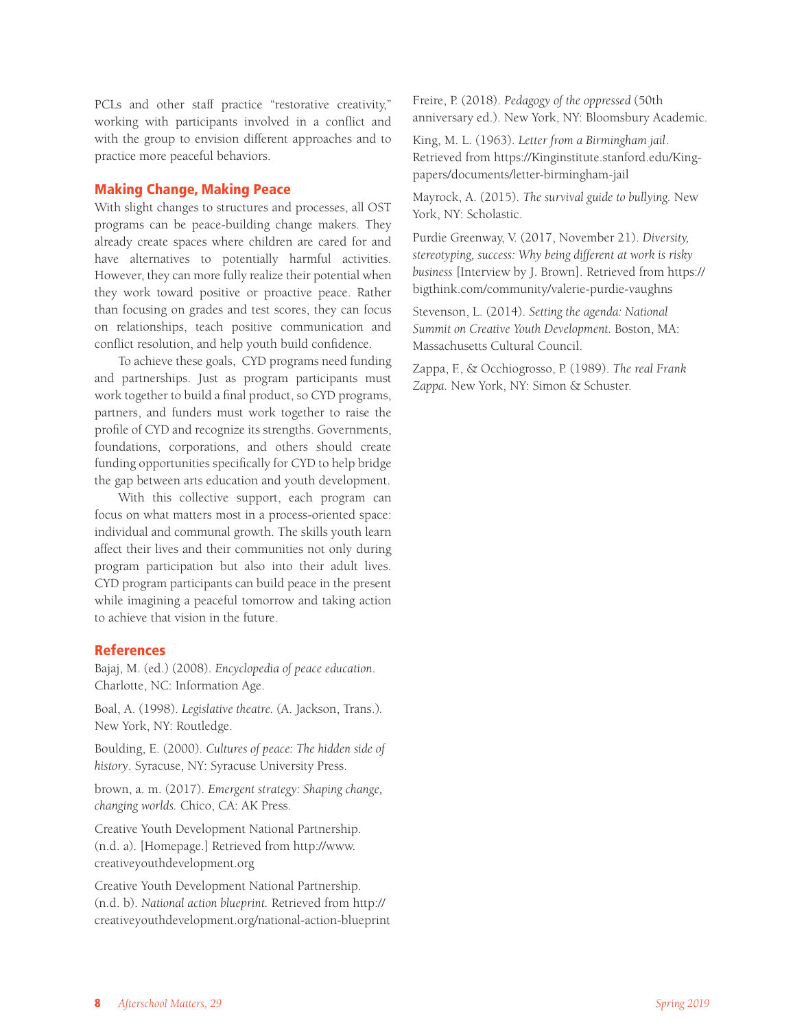PCLs and other staff practice "restorative creativity," working with participants involved in a conflict and with the group to envision different approaches and to practice more peaceful behaviors.

## Making Change, Making Peace

With slight changes to structures and processes, all OST programs can be peace-building change makers. They already create spaces where children are cared for and have alternatives to potentially harmful activities. However, they can more fully realize their potential when they work toward positive or proactive peace. Rather than focusing on grades and test scores, they can focus on relationships, teach positive communication and conflict resolution, and help youth build confidence.

To achieve these goals, CYD programs need funding and partnerships. Just as program participants must work together to build a final product, so CYD programs, partners, and funders must work together to raise the profile of CYD and recognize its strengths. Governments, foundations, corporations, and others should create funding opportunities specifically for CYD to help bridge the gap between arts education and youth development.

With this collective support, each program can focus on what matters most in a process-oriented space: individual and communal growth. The skills youth learn affect their lives and their communities not only during program participation but also into their adult lives. CYD program participants can build peace in the present while imagining a peaceful tomorrow and taking action to achieve that vision in the future.

## References

Bajaj, M. (ed.) (2008). *Encyclopedia of peace education*. Charlotte, NC: Information Age.

Boal, A. (1998). *Legislative theatre.* (A. Jackson, Trans.). New York, NY: Routledge.

Boulding, E. (2000). *Cultures of peace: The hidden side of history*. Syracuse, NY: Syracuse University Press.

brown, a. m. (2017). *Emergent strategy: Shaping change, changing worlds.* Chico, CA: AK Press.

Creative Youth Development National Partnership. (n.d. a). [Homepage.] Retrieved from http://www.creativeyouthdevelopment.org

Creative Youth Development National Partnership. (n.d. b). *National action blueprint.* Retrieved from http://creativeyouthdevelopment.org/national-action-blueprint

Freire, P. (2018). *Pedagogy of the oppressed* (50th anniversary ed.). New York, NY: Bloomsbury Academic.

King, M. L. (1963). *Letter from a Birmingham jail*. Retrieved from https://Kinginstitute.stanford.edu/King-papers/documents/letter-birmingham-jail

Mayrock, A. (2015). *The survival guide to bullying.* New York, NY: Scholastic.

Purdie Greenway, V. (2017, November 21). *Diversity, stereotyping, success: Why being different at work is risky business* [Interview by J. Brown]. Retrieved from https://bigthink.com/community/valerie-purdie-vaughns

Stevenson, L. (2014). *Setting the agenda: National Summit on Creative Youth Development.* Boston, MA: Massachusetts Cultural Council.

Zappa, F., & Occhiogrosso, P. (1989). *The real Frank Zappa.* New York, NY: Simon & Schuster.